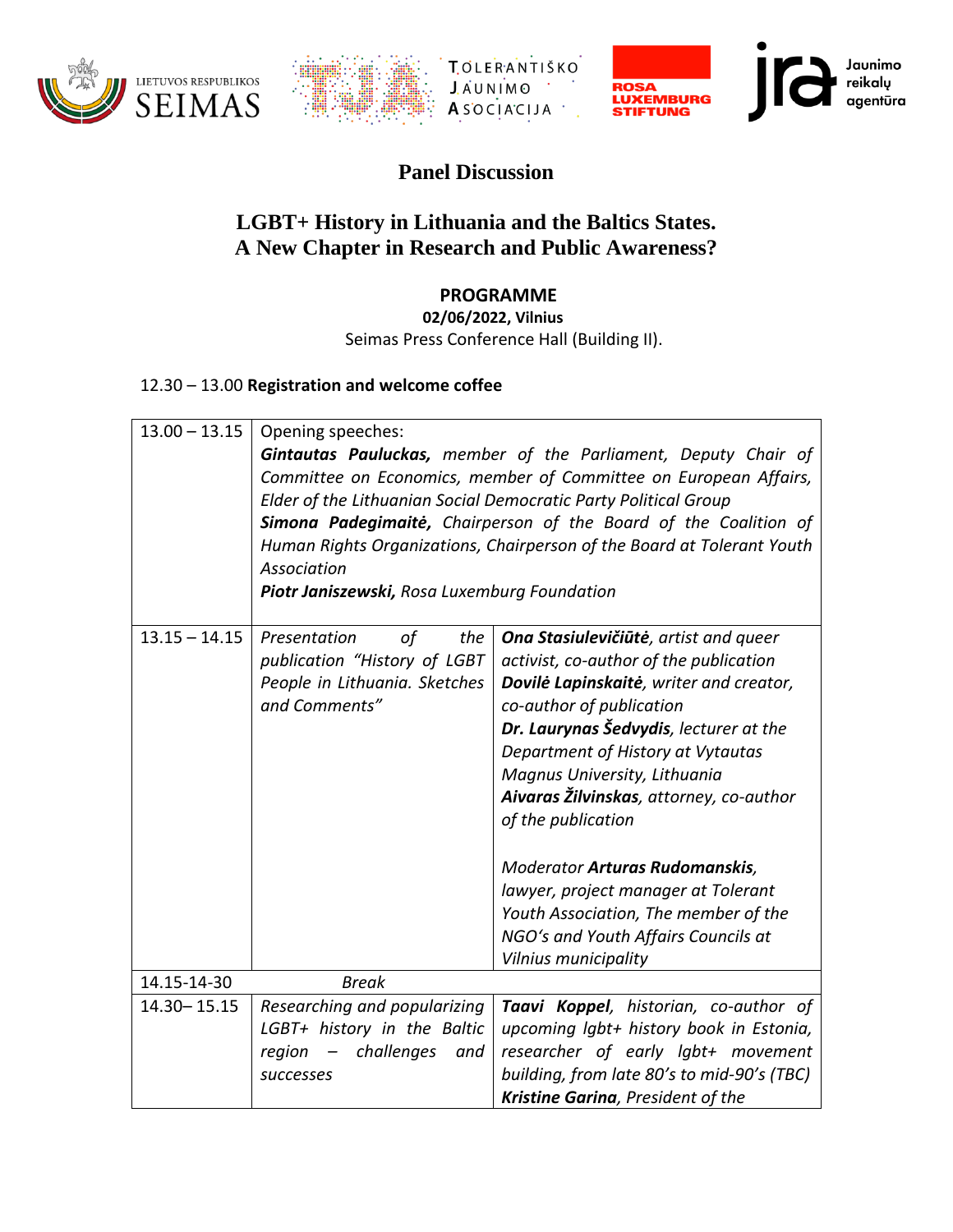LIETUVOS RESPUBLIKOS SEIMAS

TOLERANTIŠKO JAUNIMO ASOCIACIJA

ROSA LUXEMBURG STIFTUNG

jra Jaunimo reikalų agentūra

# Panel Discussion

## LGBT+ History in Lithuania and the Baltics States. A New Chapter in Research and Public Awareness?

**PROGRAMME**

**02/06/2022, Vilnius**

Seimas Press Conference Hall (Building II).

12.30 – 13.00 **Registration and welcome coffee**

| | | |
|---|---|---|
| 13.00 – 13.15 | Opening speeches:<br>***Gintautas Paluckas,*** *member of the Parliament, Deputy Chair of Committee on Economics, member of Committee on European Affairs, Elder of the Lithuanian Social Democratic Party Political Group*<br>***Simona Padegimaitė,*** *Chairperson of the Board of the Coalition of Human Rights Organizations, Chairperson of the Board at Tolerant Youth Association*<br>***Piotr Janiszewski,*** *Rosa Luxemburg Foundation* | |
| 13.15 – 14.15 | *Presentation of the publication "History of LGBT People in Lithuania. Sketches and Comments"* | ***Ona Stasiulevičiūtė****, artist and queer activist, co-author of the publication*<br>***Dovilė Lapinskaitė****, writer and creator, co-author of publication*<br>***Dr. Laurynas Šedvydis****, lecturer at the Department of History at Vytautas Magnus University, Lithuania*<br>***Aivaras Žilvinskas****, attorney, co-author of the publication*<br><br>*Moderator* ***Arturas Rudomanskis****, lawyer, project manager at Tolerant Youth Association, The member of the NGO's and Youth Affairs Councils at Vilnius municipality* |
| 14.15-14-30 | *Break* | |
| 14.30– 15.15 | *Researching and popularizing LGBT+ history in the Baltic region – challenges and successes* | ***Taavi Koppel****, historian, co-author of upcoming lgbt+ history book in Estonia, researcher of early lgbt+ movement building, from late 80's to mid-90's (TBC)*<br>***Kristine Garina****, President of the* |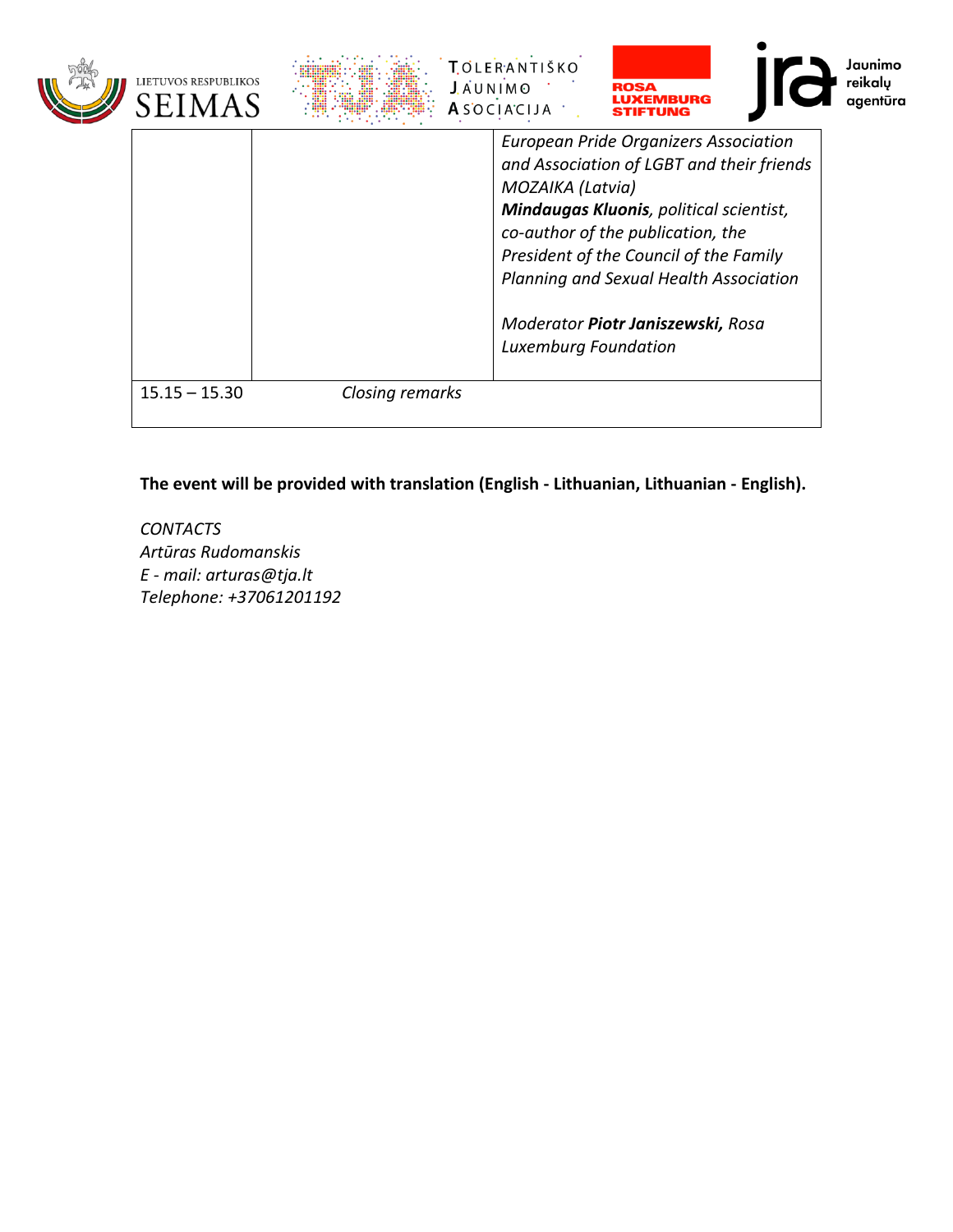| | | |
|---|---|---|
| | | *European Pride Organizers Association and Association of LGBT and their friends MOZAIKA (Latvia)*<br>***Mindaugas Kluonis**, political scientist, co-author of the publication, the President of the Council of the Family Planning and Sexual Health Association*<br><br>*Moderator **Piotr Janiszewski,** Rosa Luxemburg Foundation* |
| 15.15 – 15.30 | *Closing remarks* | |

**The event will be provided with translation (English - Lithuanian, Lithuanian - English).**

*CONTACTS*
*Artūras Rudomanskis*
*E - mail: arturas@tja.lt*
*Telephone: +37061201192*